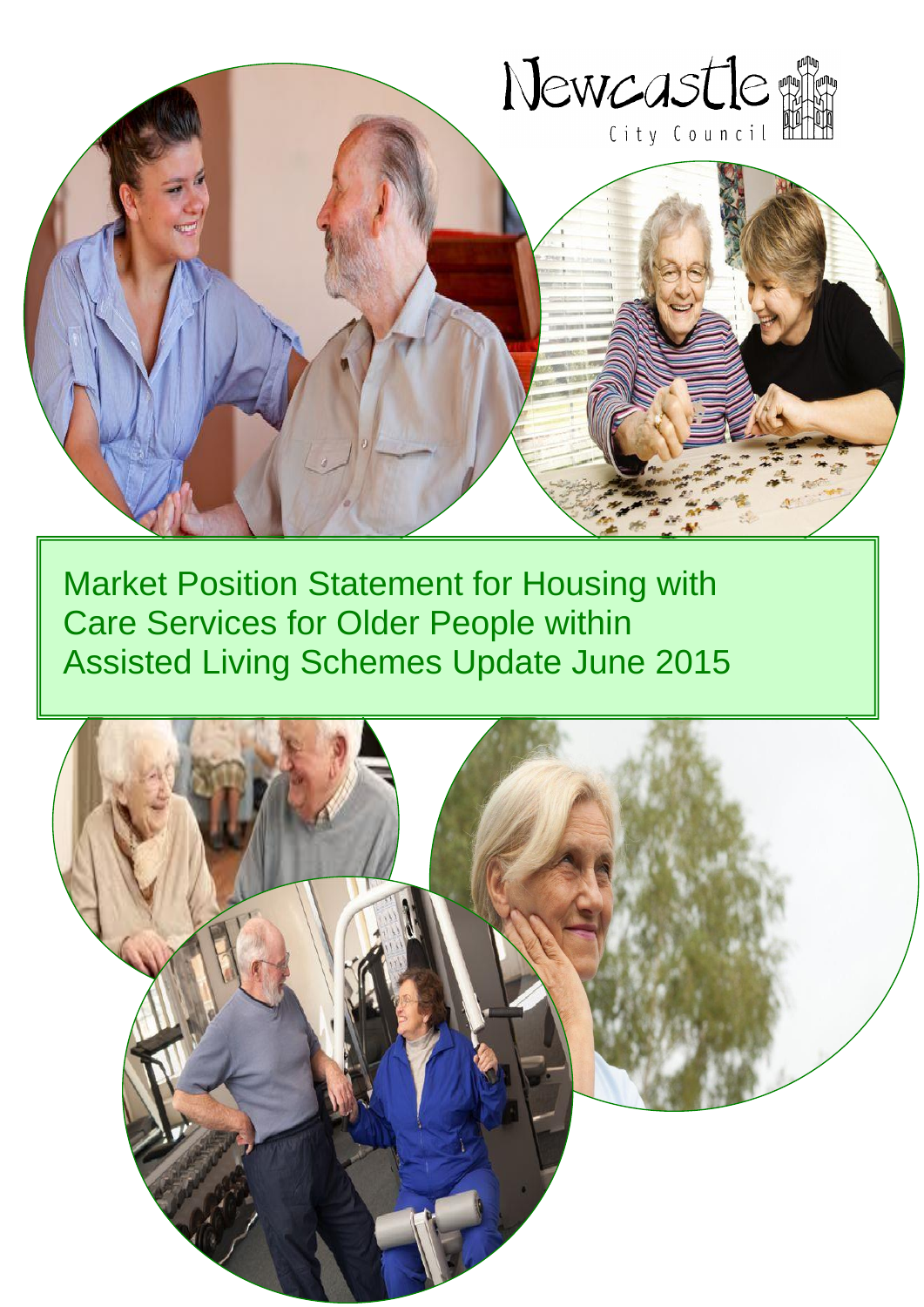Newcastle City Council

# Market Position Statement for Housing with Care Services for Older People within Assisted Living Schemes Update June 2015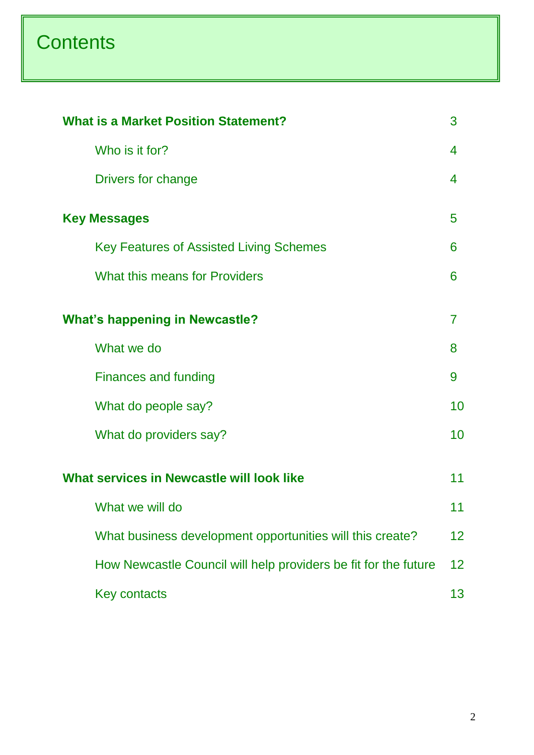# Contents

| | |
|---|---|
| **What is a Market Position Statement?** | 3 |
| Who is it for? | 4 |
| Drivers for change | 4 |
| **Key Messages** | 5 |
| Key Features of Assisted Living Schemes | 6 |
| What this means for Providers | 6 |
| **What's happening in Newcastle?** | 7 |
| What we do | 8 |
| Finances and funding | 9 |
| What do people say? | 10 |
| What do providers say? | 10 |
| **What services in Newcastle will look like** | 11 |
| What we will do | 11 |
| What business development opportunities will this create? | 12 |
| How Newcastle Council will help providers be fit for the future | 12 |
| Key contacts | 13 |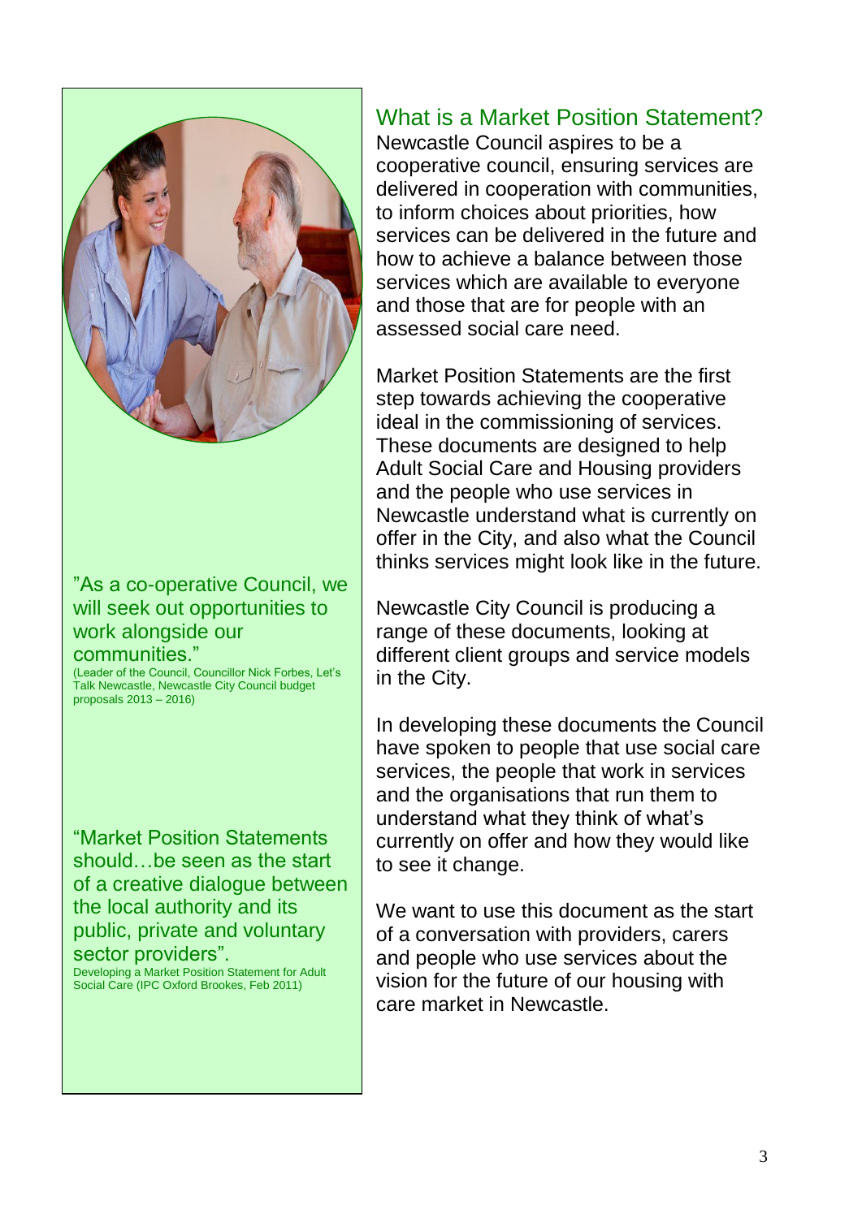> "As a co-operative Council, we will seek out opportunities to work alongside our communities."
>
> (Leader of the Council, Councillor Nick Forbes, Let's Talk Newcastle, Newcastle City Council budget proposals 2013 – 2016)

> "Market Position Statements should…be seen as the start of a creative dialogue between the local authority and its public, private and voluntary sector providers".
>
> Developing a Market Position Statement for Adult Social Care (IPC Oxford Brookes, Feb 2011)

## What is a Market Position Statement?

Newcastle Council aspires to be a cooperative council, ensuring services are delivered in cooperation with communities, to inform choices about priorities, how services can be delivered in the future and how to achieve a balance between those services which are available to everyone and those that are for people with an assessed social care need.

Market Position Statements are the first step towards achieving the cooperative ideal in the commissioning of services. These documents are designed to help Adult Social Care and Housing providers and the people who use services in Newcastle understand what is currently on offer in the City, and also what the Council thinks services might look like in the future.

Newcastle City Council is producing a range of these documents, looking at different client groups and service models in the City.

In developing these documents the Council have spoken to people that use social care services, the people that work in services and the organisations that run them to understand what they think of what's currently on offer and how they would like to see it change.

We want to use this document as the start of a conversation with providers, carers and people who use services about the vision for the future of our housing with care market in Newcastle.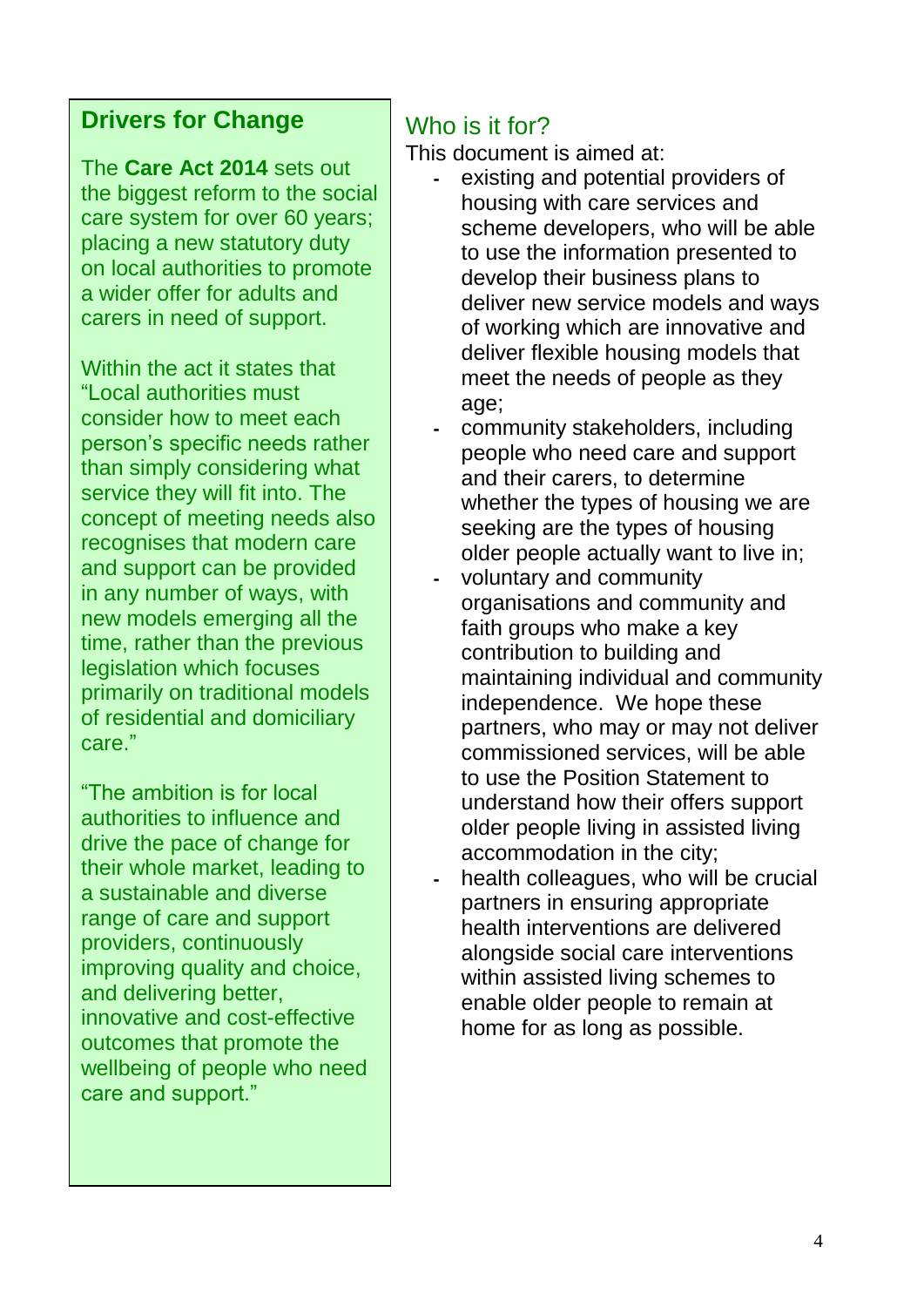## Drivers for Change

The **Care Act 2014** sets out the biggest reform to the social care system for over 60 years; placing a new statutory duty on local authorities to promote a wider offer for adults and carers in need of support.

Within the act it states that "Local authorities must consider how to meet each person's specific needs rather than simply considering what service they will fit into. The concept of meeting needs also recognises that modern care and support can be provided in any number of ways, with new models emerging all the time, rather than the previous legislation which focuses primarily on traditional models of residential and domiciliary care."

"The ambition is for local authorities to influence and drive the pace of change for their whole market, leading to a sustainable and diverse range of care and support providers, continuously improving quality and choice, and delivering better, innovative and cost-effective outcomes that promote the wellbeing of people who need care and support."

## Who is it for?

This document is aimed at:

- existing and potential providers of housing with care services and scheme developers, who will be able to use the information presented to develop their business plans to deliver new service models and ways of working which are innovative and deliver flexible housing models that meet the needs of people as they age;
- community stakeholders, including people who need care and support and their carers, to determine whether the types of housing we are seeking are the types of housing older people actually want to live in;
- voluntary and community organisations and community and faith groups who make a key contribution to building and maintaining individual and community independence. We hope these partners, who may or may not deliver commissioned services, will be able to use the Position Statement to understand how their offers support older people living in assisted living accommodation in the city;
- health colleagues, who will be crucial partners in ensuring appropriate health interventions are delivered alongside social care interventions within assisted living schemes to enable older people to remain at home for as long as possible.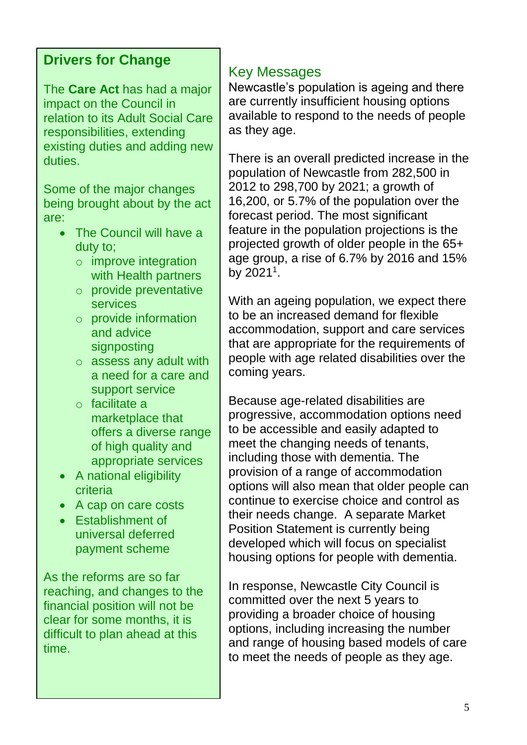## Drivers for Change

The **Care Act** has had a major impact on the Council in relation to its Adult Social Care responsibilities, extending existing duties and adding new duties.

Some of the major changes being brought about by the act are:

- The Council will have a duty to;
  - improve integration with Health partners
  - provide preventative services
  - provide information and advice signposting
  - assess any adult with a need for a care and support service
  - facilitate a marketplace that offers a diverse range of high quality and appropriate services
- A national eligibility criteria
- A cap on care costs
- Establishment of universal deferred payment scheme

As the reforms are so far reaching, and changes to the financial position will not be clear for some months, it is difficult to plan ahead at this time.

## Key Messages

Newcastle's population is ageing and there are currently insufficient housing options available to respond to the needs of people as they age.

There is an overall predicted increase in the population of Newcastle from 282,500 in 2012 to 298,700 by 2021; a growth of 16,200, or 5.7% of the population over the forecast period. The most significant feature in the population projections is the projected growth of older people in the 65+ age group, a rise of 6.7% by 2016 and 15% by 2021[1].

With an ageing population, we expect there to be an increased demand for flexible accommodation, support and care services that are appropriate for the requirements of people with age related disabilities over the coming years.

Because age-related disabilities are progressive, accommodation options need to be accessible and easily adapted to meet the changing needs of tenants, including those with dementia. The provision of a range of accommodation options will also mean that older people can continue to exercise choice and control as their needs change. A separate Market Position Statement is currently being developed which will focus on specialist housing options for people with dementia.

In response, Newcastle City Council is committed over the next 5 years to providing a broader choice of housing options, including increasing the number and range of housing based models of care to meet the needs of people as they age.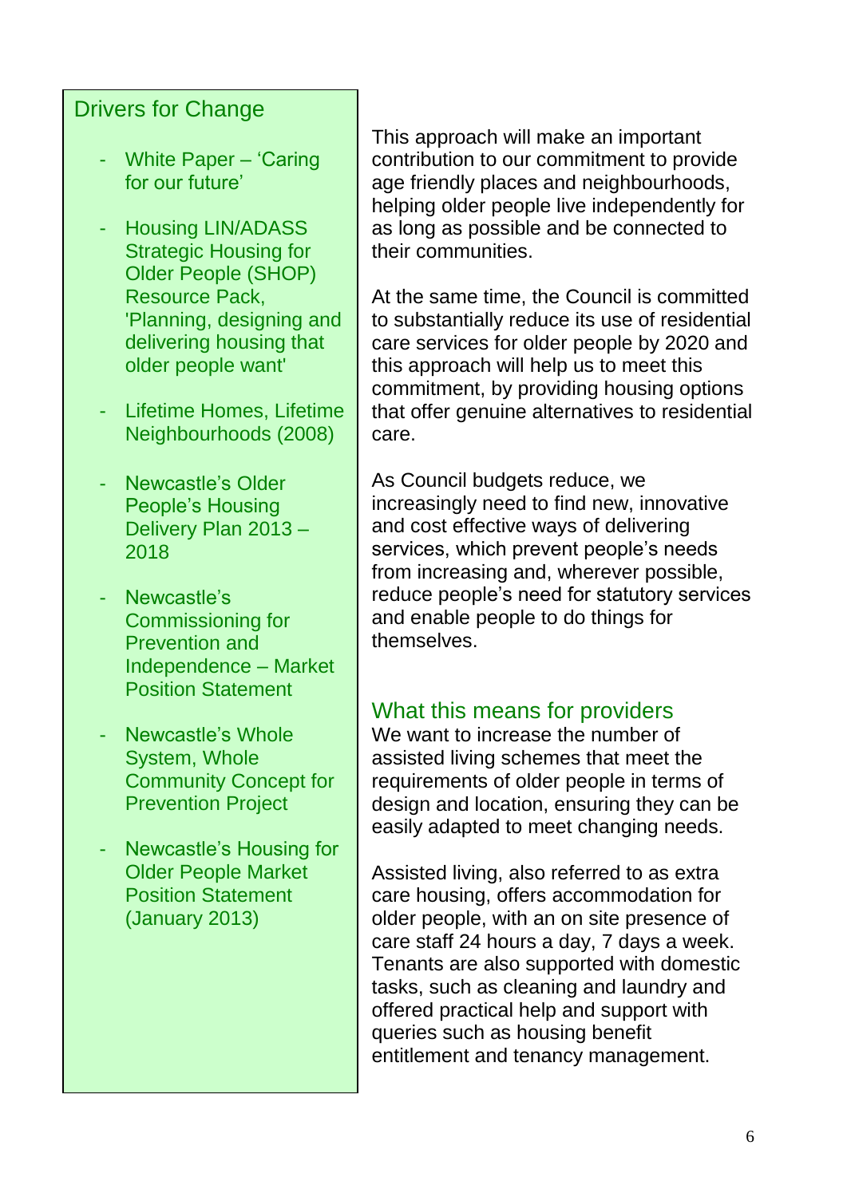## Drivers for Change

- White Paper – 'Caring for our future'
- Housing LIN/ADASS Strategic Housing for Older People (SHOP) Resource Pack, 'Planning, designing and delivering housing that older people want'
- Lifetime Homes, Lifetime Neighbourhoods (2008)
- Newcastle's Older People's Housing Delivery Plan 2013 – 2018
- Newcastle's Commissioning for Prevention and Independence – Market Position Statement
- Newcastle's Whole System, Whole Community Concept for Prevention Project
- Newcastle's Housing for Older People Market Position Statement (January 2013)

This approach will make an important contribution to our commitment to provide age friendly places and neighbourhoods, helping older people live independently for as long as possible and be connected to their communities.

At the same time, the Council is committed to substantially reduce its use of residential care services for older people by 2020 and this approach will help us to meet this commitment, by providing housing options that offer genuine alternatives to residential care.

As Council budgets reduce, we increasingly need to find new, innovative and cost effective ways of delivering services, which prevent people's needs from increasing and, wherever possible, reduce people's need for statutory services and enable people to do things for themselves.

## What this means for providers

We want to increase the number of assisted living schemes that meet the requirements of older people in terms of design and location, ensuring they can be easily adapted to meet changing needs.

Assisted living, also referred to as extra care housing, offers accommodation for older people, with an on site presence of care staff 24 hours a day, 7 days a week. Tenants are also supported with domestic tasks, such as cleaning and laundry and offered practical help and support with queries such as housing benefit entitlement and tenancy management.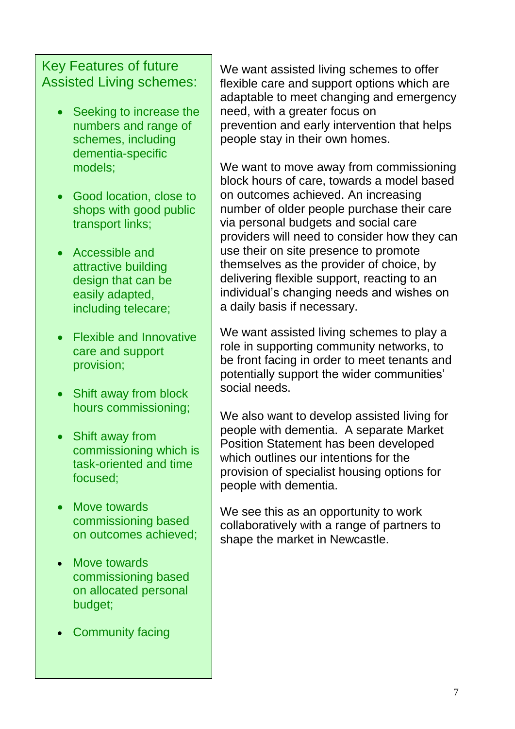## Key Features of future Assisted Living schemes:

- Seeking to increase the numbers and range of schemes, including dementia-specific models;
- Good location, close to shops with good public transport links;
- Accessible and attractive building design that can be easily adapted, including telecare;
- Flexible and Innovative care and support provision;
- Shift away from block hours commissioning;
- Shift away from commissioning which is task-oriented and time focused;
- Move towards commissioning based on outcomes achieved;
- Move towards commissioning based on allocated personal budget;
- Community facing

We want assisted living schemes to offer flexible care and support options which are adaptable to meet changing and emergency need, with a greater focus on prevention and early intervention that helps people stay in their own homes.

We want to move away from commissioning block hours of care, towards a model based on outcomes achieved. An increasing number of older people purchase their care via personal budgets and social care providers will need to consider how they can use their on site presence to promote themselves as the provider of choice, by delivering flexible support, reacting to an individual's changing needs and wishes on a daily basis if necessary.

We want assisted living schemes to play a role in supporting community networks, to be front facing in order to meet tenants and potentially support the wider communities' social needs.

We also want to develop assisted living for people with dementia. A separate Market Position Statement has been developed which outlines our intentions for the provision of specialist housing options for people with dementia.

We see this as an opportunity to work collaboratively with a range of partners to shape the market in Newcastle.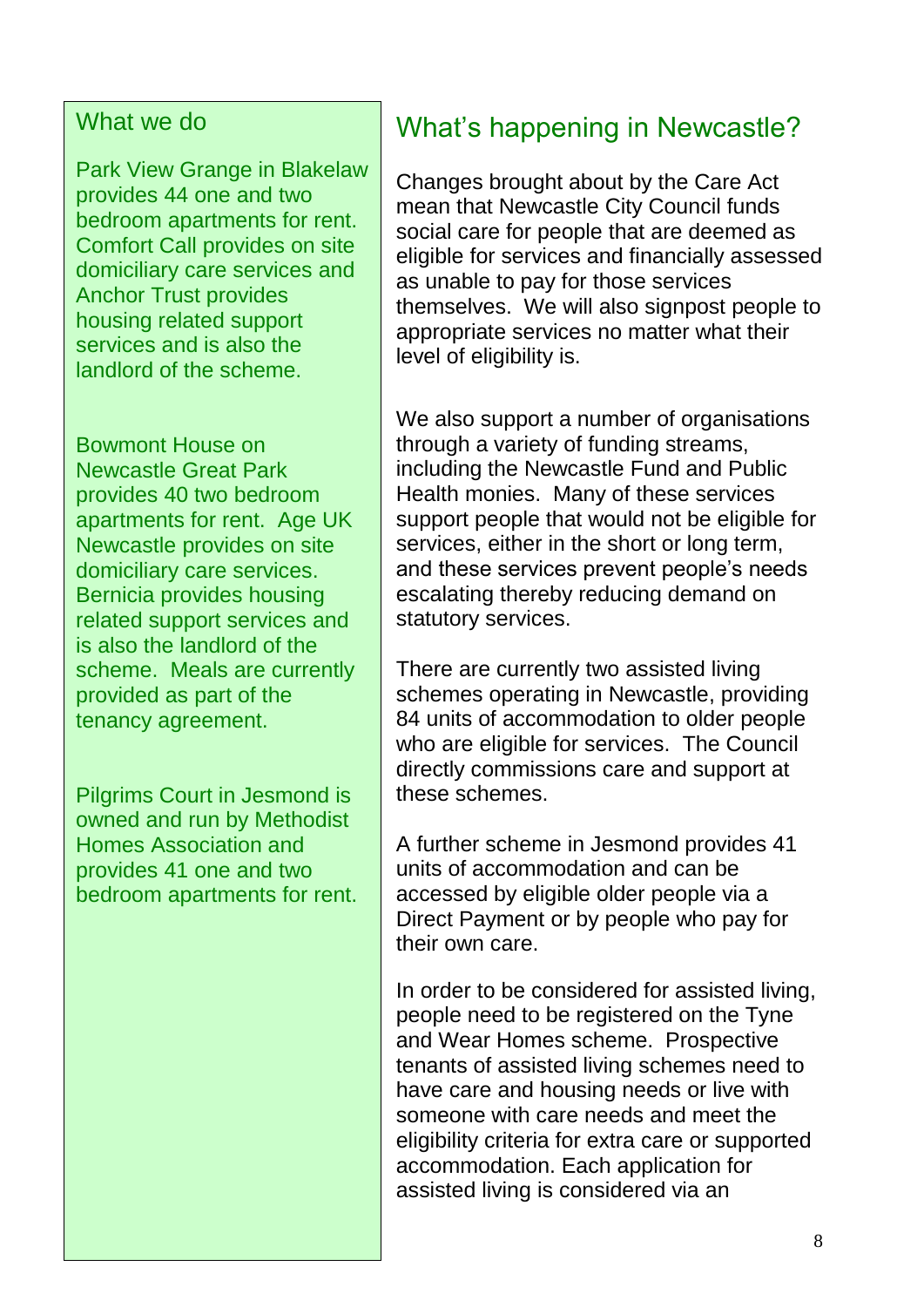## What we do

Park View Grange in Blakelaw provides 44 one and two bedroom apartments for rent. Comfort Call provides on site domiciliary care services and Anchor Trust provides housing related support services and is also the landlord of the scheme.

Bowmont House on Newcastle Great Park provides 40 two bedroom apartments for rent. Age UK Newcastle provides on site domiciliary care services. Bernicia provides housing related support services and is also the landlord of the scheme. Meals are currently provided as part of the tenancy agreement.

Pilgrims Court in Jesmond is owned and run by Methodist Homes Association and provides 41 one and two bedroom apartments for rent.

# What's happening in Newcastle?

Changes brought about by the Care Act mean that Newcastle City Council funds social care for people that are deemed as eligible for services and financially assessed as unable to pay for those services themselves. We will also signpost people to appropriate services no matter what their level of eligibility is.

We also support a number of organisations through a variety of funding streams, including the Newcastle Fund and Public Health monies. Many of these services support people that would not be eligible for services, either in the short or long term, and these services prevent people's needs escalating thereby reducing demand on statutory services.

There are currently two assisted living schemes operating in Newcastle, providing 84 units of accommodation to older people who are eligible for services. The Council directly commissions care and support at these schemes.

A further scheme in Jesmond provides 41 units of accommodation and can be accessed by eligible older people via a Direct Payment or by people who pay for their own care.

In order to be considered for assisted living, people need to be registered on the Tyne and Wear Homes scheme. Prospective tenants of assisted living schemes need to have care and housing needs or live with someone with care needs and meet the eligibility criteria for extra care or supported accommodation. Each application for assisted living is considered via an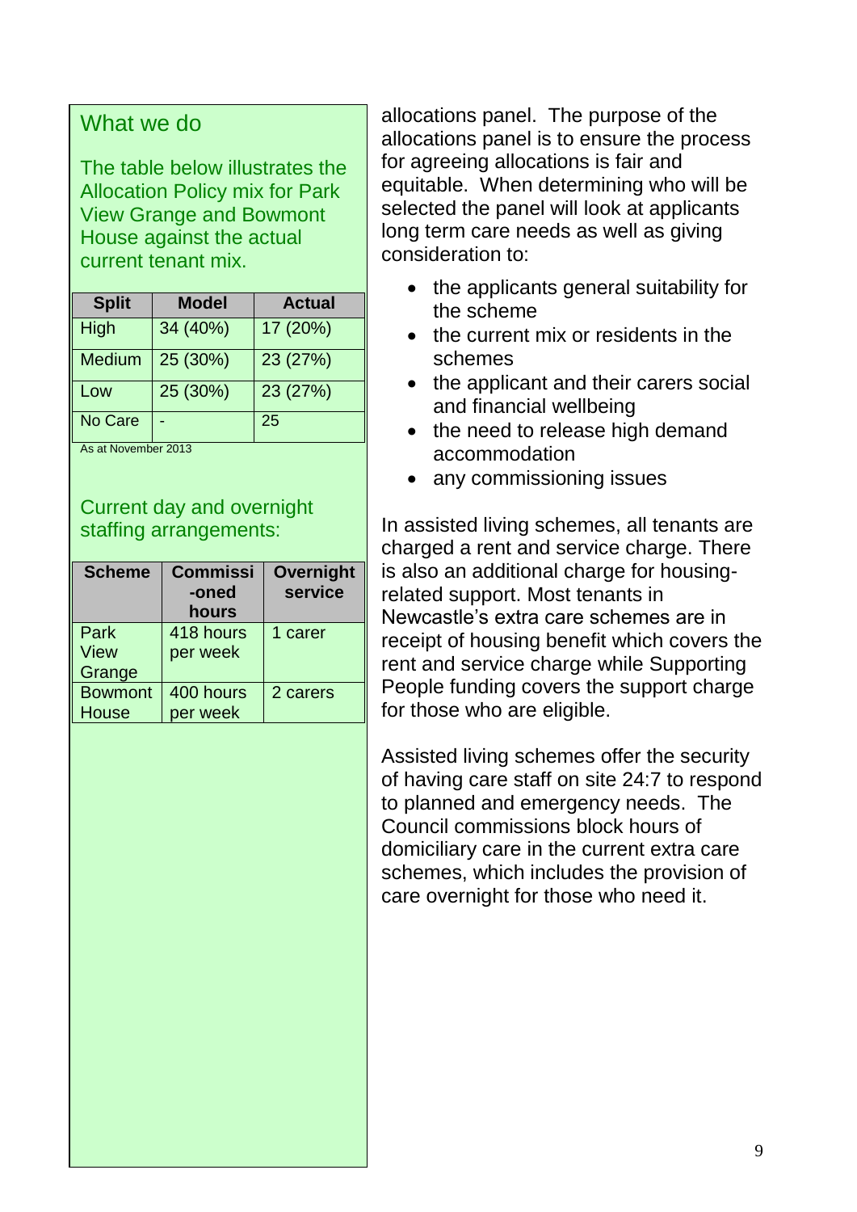## What we do

The table below illustrates the Allocation Policy mix for Park View Grange and Bowmont House against the actual current tenant mix.

| Split | Model | Actual |
|---|---|---|
| High | 34 (40%) | 17 (20%) |
| Medium | 25 (30%) | 23 (27%) |
| Low | 25 (30%) | 23 (27%) |
| No Care | - | 25 |

As at November 2013

### Current day and overnight staffing arrangements:

| Scheme | Commissi-oned hours | Overnight service |
|---|---|---|
| Park View Grange | 418 hours per week | 1 carer |
| Bowmont House | 400 hours per week | 2 carers |

allocations panel. The purpose of the allocations panel is to ensure the process for agreeing allocations is fair and equitable. When determining who will be selected the panel will look at applicants long term care needs as well as giving consideration to:

- the applicants general suitability for the scheme
- the current mix or residents in the schemes
- the applicant and their carers social and financial wellbeing
- the need to release high demand accommodation
- any commissioning issues

In assisted living schemes, all tenants are charged a rent and service charge. There is also an additional charge for housing-related support. Most tenants in Newcastle's extra care schemes are in receipt of housing benefit which covers the rent and service charge while Supporting People funding covers the support charge for those who are eligible.

Assisted living schemes offer the security of having care staff on site 24:7 to respond to planned and emergency needs. The Council commissions block hours of domiciliary care in the current extra care schemes, which includes the provision of care overnight for those who need it.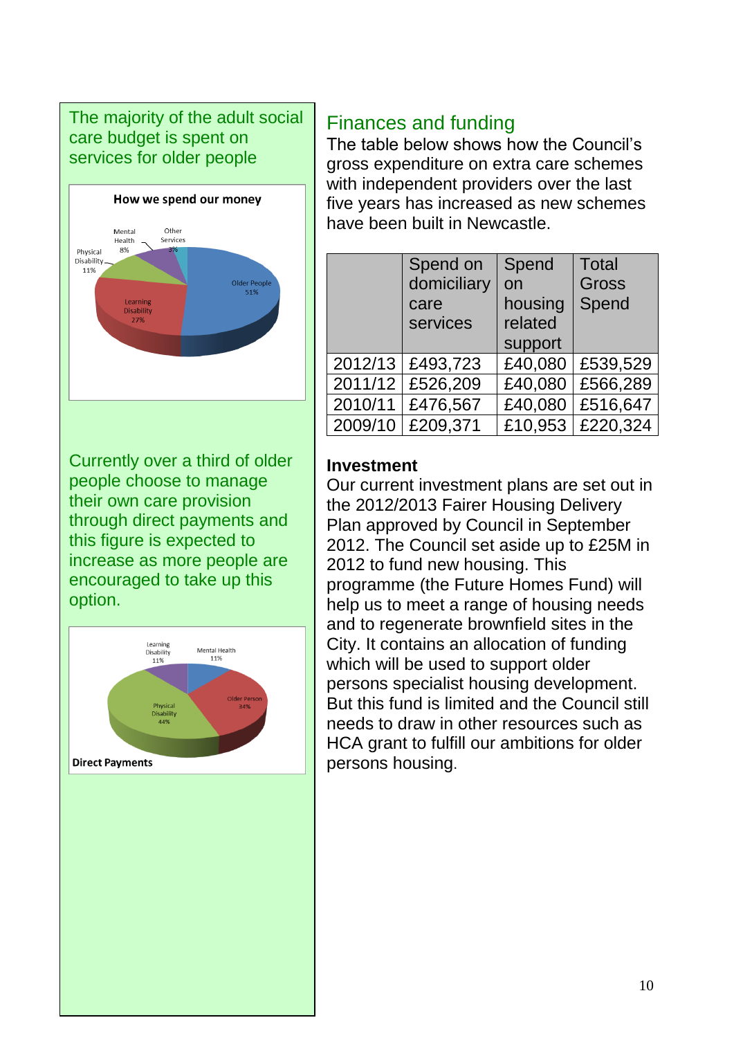The majority of the adult social care budget is spent on services for older people

**How we spend our money**

Older People 51%
Learning Disability 27%
Physical Disability 11%
Mental Health 8%
Other Services 3%

Currently over a third of older people choose to manage their own care provision through direct payments and this figure is expected to increase as more people are encouraged to take up this option.

Learning Disability 11%
Mental Health 11%
Older Person 34%
Physical Disability 44%

**Direct Payments**

## Finances and funding

The table below shows how the Council's gross expenditure on extra care schemes with independent providers over the last five years has increased as new schemes have been built in Newcastle.

| | Spend on domiciliary care services | Spend on housing related support | Total Gross Spend |
|---|---|---|---|
| 2012/13 | £493,723 | £40,080 | £539,529 |
| 2011/12 | £526,209 | £40,080 | £566,289 |
| 2010/11 | £476,567 | £40,080 | £516,647 |
| 2009/10 | £209,371 | £10,953 | £220,324 |

**Investment**

Our current investment plans are set out in the 2012/2013 Fairer Housing Delivery Plan approved by Council in September 2012. The Council set aside up to £25M in 2012 to fund new housing. This programme (the Future Homes Fund) will help us to meet a range of housing needs and to regenerate brownfield sites in the City. It contains an allocation of funding which will be used to support older persons specialist housing development. But this fund is limited and the Council still needs to draw in other resources such as HCA grant to fulfill our ambitions for older persons housing.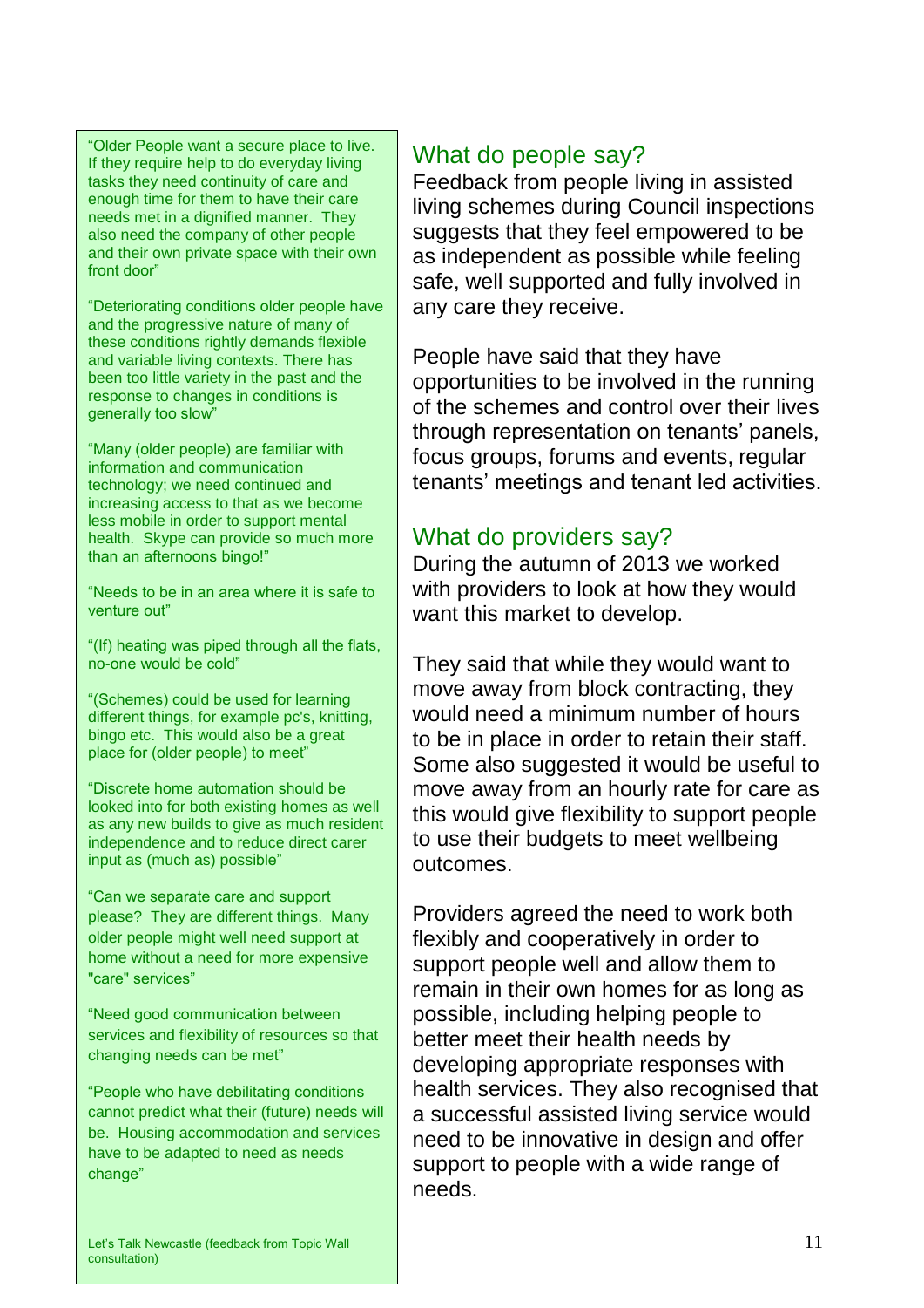"Older People want a secure place to live. If they require help to do everyday living tasks they need continuity of care and enough time for them to have their care needs met in a dignified manner. They also need the company of other people and their own private space with their own front door"

"Deteriorating conditions older people have and the progressive nature of many of these conditions rightly demands flexible and variable living contexts. There has been too little variety in the past and the response to changes in conditions is generally too slow"

"Many (older people) are familiar with information and communication technology; we need continued and increasing access to that as we become less mobile in order to support mental health. Skype can provide so much more than an afternoons bingo!"

"Needs to be in an area where it is safe to venture out"

"(If) heating was piped through all the flats, no-one would be cold"

"(Schemes) could be used for learning different things, for example pc's, knitting, bingo etc. This would also be a great place for (older people) to meet"

"Discrete home automation should be looked into for both existing homes as well as any new builds to give as much resident independence and to reduce direct carer input as (much as) possible"

"Can we separate care and support please? They are different things. Many older people might well need support at home without a need for more expensive "care" services"

"Need good communication between services and flexibility of resources so that changing needs can be met"

"People who have debilitating conditions cannot predict what their (future) needs will be. Housing accommodation and services have to be adapted to need as needs change"

Let's Talk Newcastle (feedback from Topic Wall consultation)

## What do people say?

Feedback from people living in assisted living schemes during Council inspections suggests that they feel empowered to be as independent as possible while feeling safe, well supported and fully involved in any care they receive.

People have said that they have opportunities to be involved in the running of the schemes and control over their lives through representation on tenants' panels, focus groups, forums and events, regular tenants' meetings and tenant led activities.

## What do providers say?

During the autumn of 2013 we worked with providers to look at how they would want this market to develop.

They said that while they would want to move away from block contracting, they would need a minimum number of hours to be in place in order to retain their staff. Some also suggested it would be useful to move away from an hourly rate for care as this would give flexibility to support people to use their budgets to meet wellbeing outcomes.

Providers agreed the need to work both flexibly and cooperatively in order to support people well and allow them to remain in their own homes for as long as possible, including helping people to better meet their health needs by developing appropriate responses with health services. They also recognised that a successful assisted living service would need to be innovative in design and offer support to people with a wide range of needs.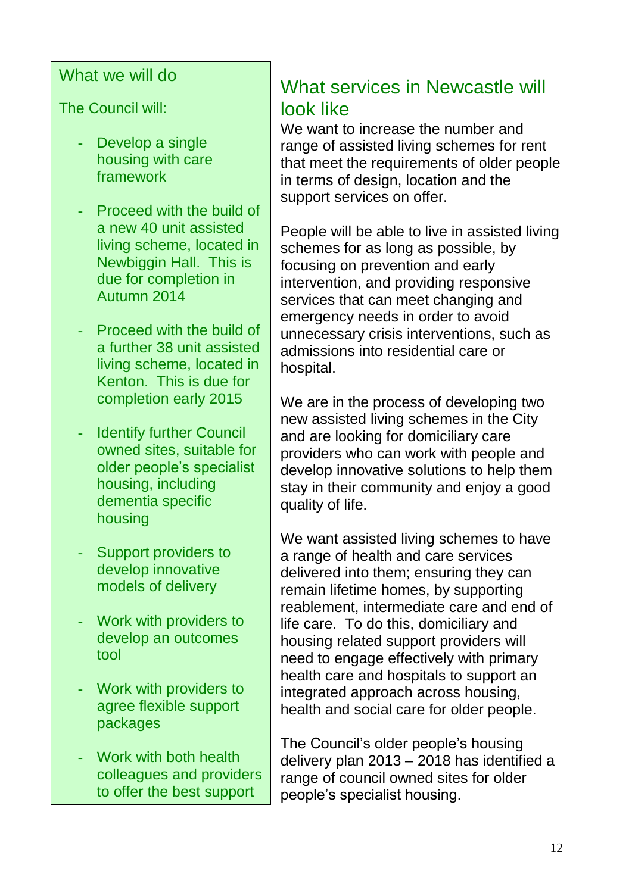### What we will do

The Council will:

- Develop a single housing with care framework
- Proceed with the build of a new 40 unit assisted living scheme, located in Newbiggin Hall. This is due for completion in Autumn 2014
- Proceed with the build of a further 38 unit assisted living scheme, located in Kenton. This is due for completion early 2015
- Identify further Council owned sites, suitable for older people's specialist housing, including dementia specific housing
- Support providers to develop innovative models of delivery
- Work with providers to develop an outcomes tool
- Work with providers to agree flexible support packages
- Work with both health colleagues and providers to offer the best support

## What services in Newcastle will look like

We want to increase the number and range of assisted living schemes for rent that meet the requirements of older people in terms of design, location and the support services on offer.

People will be able to live in assisted living schemes for as long as possible, by focusing on prevention and early intervention, and providing responsive services that can meet changing and emergency needs in order to avoid unnecessary crisis interventions, such as admissions into residential care or hospital.

We are in the process of developing two new assisted living schemes in the City and are looking for domiciliary care providers who can work with people and develop innovative solutions to help them stay in their community and enjoy a good quality of life.

We want assisted living schemes to have a range of health and care services delivered into them; ensuring they can remain lifetime homes, by supporting reablement, intermediate care and end of life care. To do this, domiciliary and housing related support providers will need to engage effectively with primary health care and hospitals to support an integrated approach across housing, health and social care for older people.

The Council's older people's housing delivery plan 2013 – 2018 has identified a range of council owned sites for older people's specialist housing.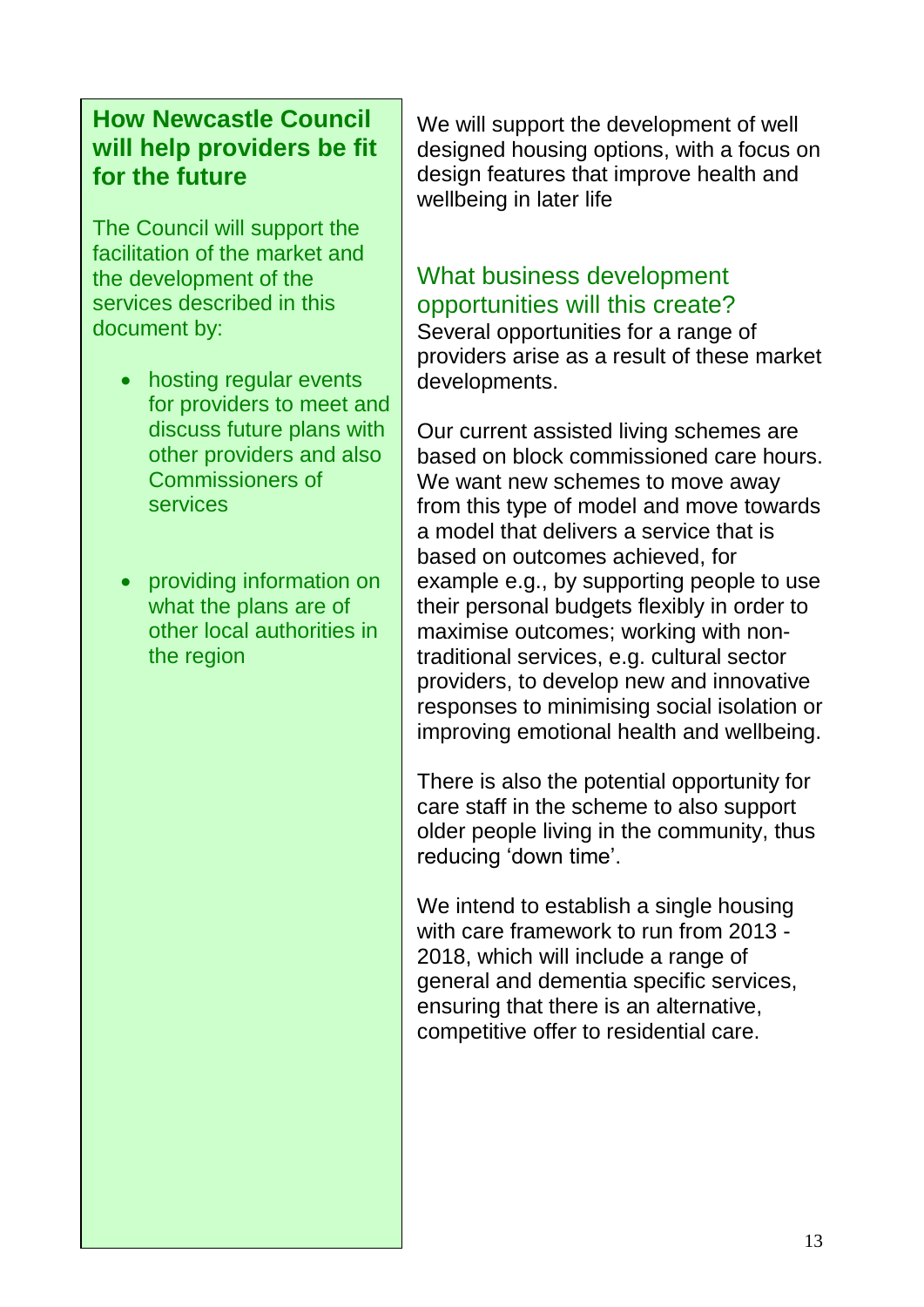## How Newcastle Council will help providers be fit for the future

The Council will support the facilitation of the market and the development of the services described in this document by:

- hosting regular events for providers to meet and discuss future plans with other providers and also Commissioners of services
- providing information on what the plans are of other local authorities in the region

We will support the development of well designed housing options, with a focus on design features that improve health and wellbeing in later life

### What business development opportunities will this create?

Several opportunities for a range of providers arise as a result of these market developments.

Our current assisted living schemes are based on block commissioned care hours. We want new schemes to move away from this type of model and move towards a model that delivers a service that is based on outcomes achieved, for example e.g., by supporting people to use their personal budgets flexibly in order to maximise outcomes; working with non-traditional services, e.g. cultural sector providers, to develop new and innovative responses to minimising social isolation or improving emotional health and wellbeing.

There is also the potential opportunity for care staff in the scheme to also support older people living in the community, thus reducing 'down time'.

We intend to establish a single housing with care framework to run from 2013 - 2018, which will include a range of general and dementia specific services, ensuring that there is an alternative, competitive offer to residential care.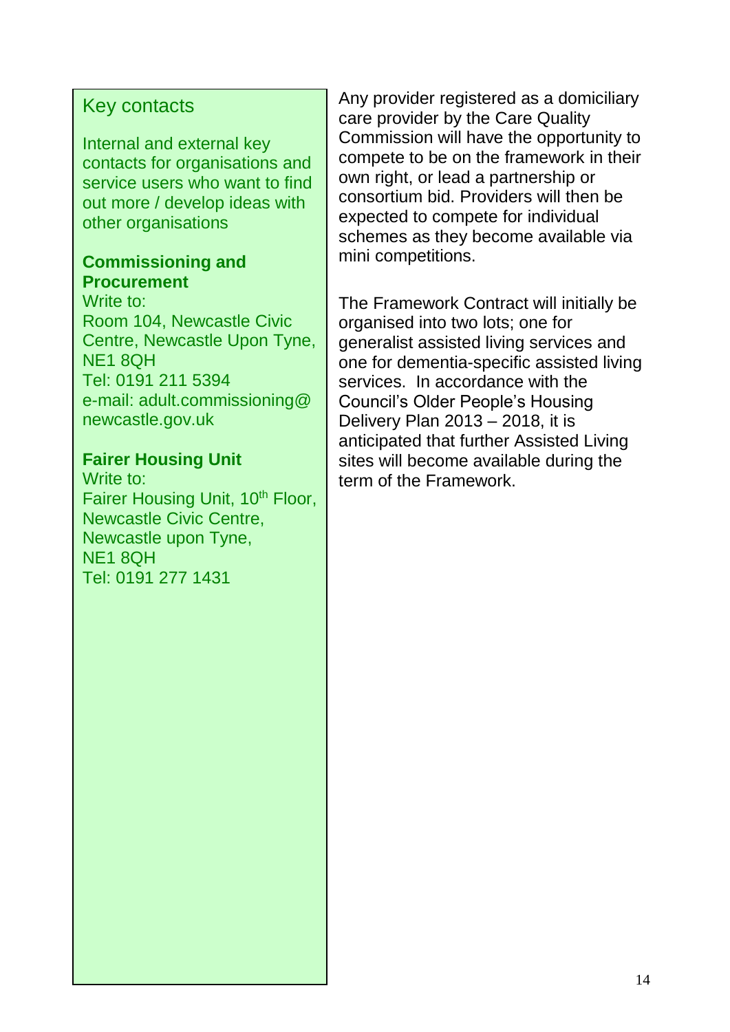## Key contacts

Internal and external key contacts for organisations and service users who want to find out more / develop ideas with other organisations

**Commissioning and Procurement**
Write to:
Room 104, Newcastle Civic Centre, Newcastle Upon Tyne, NE1 8QH
Tel: 0191 211 5394
e-mail: adult.commissioning@newcastle.gov.uk

**Fairer Housing Unit**
Write to:
Fairer Housing Unit, 10th Floor, Newcastle Civic Centre, Newcastle upon Tyne, NE1 8QH
Tel: 0191 277 1431

Any provider registered as a domiciliary care provider by the Care Quality Commission will have the opportunity to compete to be on the framework in their own right, or lead a partnership or consortium bid. Providers will then be expected to compete for individual schemes as they become available via mini competitions.

The Framework Contract will initially be organised into two lots; one for generalist assisted living services and one for dementia-specific assisted living services. In accordance with the Council's Older People's Housing Delivery Plan 2013 – 2018, it is anticipated that further Assisted Living sites will become available during the term of the Framework.